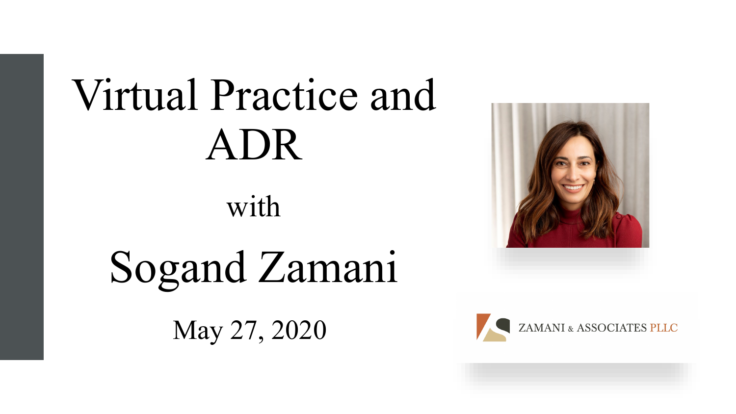# Virtual Practice and ADR

with

## Sogand Zamani

May 27, 2020

ZAMANI & ASSOCIATES PLLC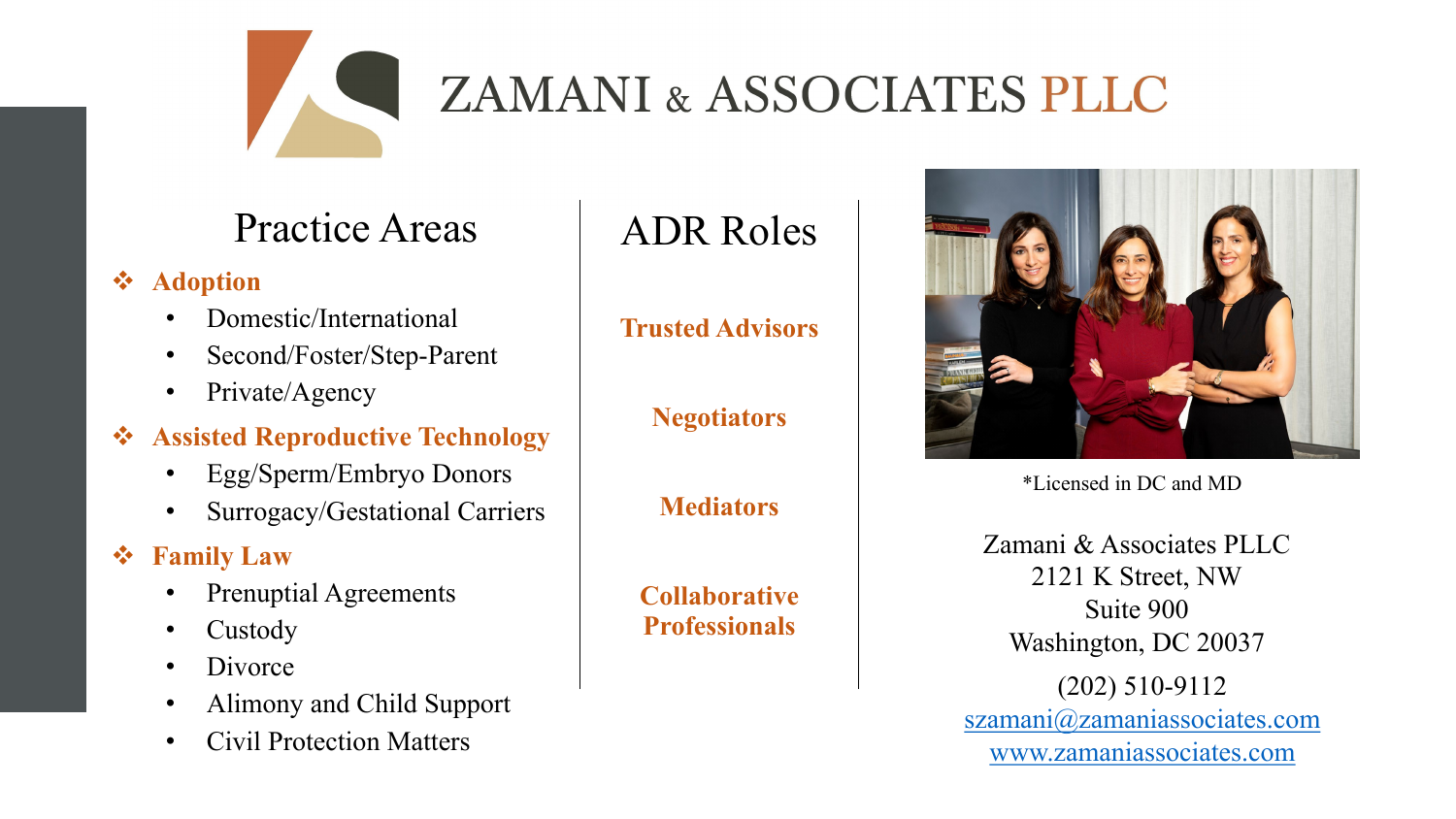# ZAMANI & ASSOCIATES PLLC

## Practice Areas

- **Adoption**
  - Domestic/International
  - Second/Foster/Step-Parent
  - Private/Agency
- **Assisted Reproductive Technology**
  - Egg/Sperm/Embryo Donors
  - Surrogacy/Gestational Carriers
- **Family Law**
  - Prenuptial Agreements
  - Custody
  - Divorce
  - Alimony and Child Support
  - Civil Protection Matters

## ADR Roles

**Trusted Advisors**

**Negotiators**

**Mediators**

**Collaborative Professionals**

*Licensed in DC and MD

Zamani & Associates PLLC
2121 K Street, NW
Suite 900
Washington, DC 20037

(202) 510-9112
szamani@zamaniassociates.com
www.zamaniassociates.com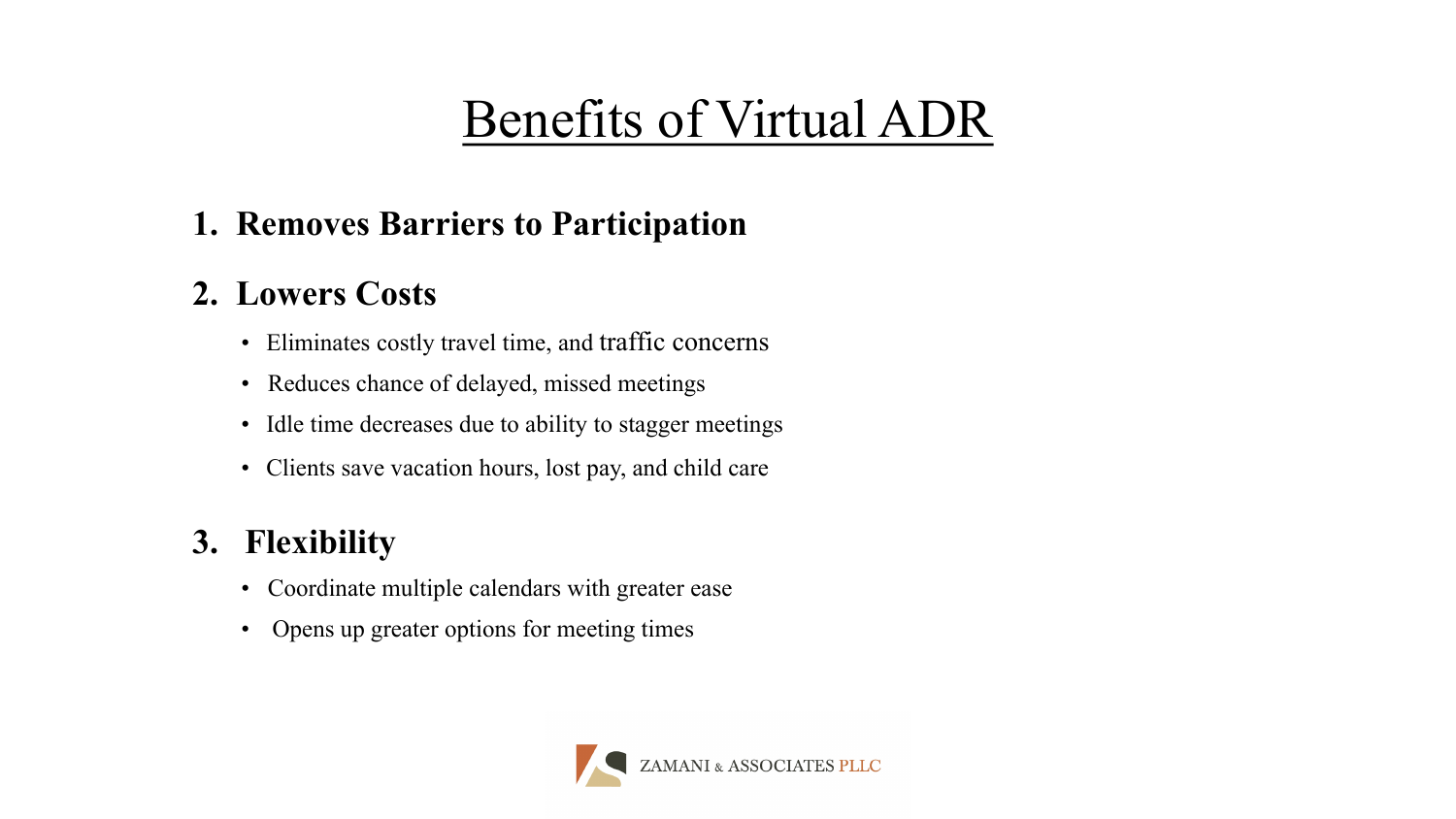# Benefits of Virtual ADR

1. **Removes Barriers to Participation**

2. **Lowers Costs**
   - Eliminates costly travel time, and traffic concerns
   - Reduces chance of delayed, missed meetings
   - Idle time decreases due to ability to stagger meetings
   - Clients save vacation hours, lost pay, and child care

3. **Flexibility**
   - Coordinate multiple calendars with greater ease
   - Opens up greater options for meeting times

ZAMANI & ASSOCIATES PLLC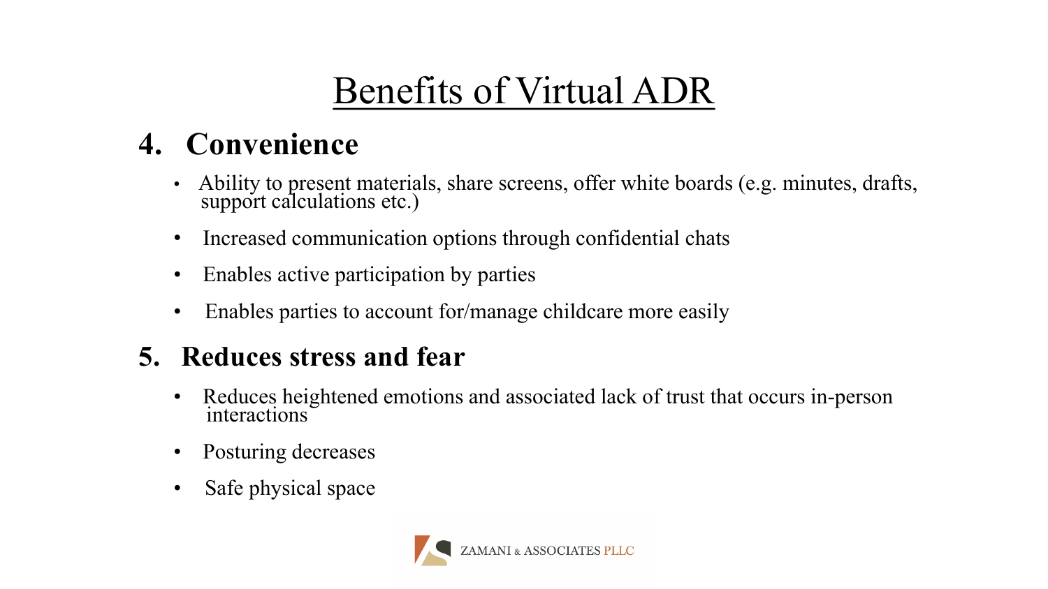# Benefits of Virtual ADR

## 4. Convenience

- Ability to present materials, share screens, offer white boards (e.g. minutes, drafts, support calculations etc.)
- Increased communication options through confidential chats
- Enables active participation by parties
- Enables parties to account for/manage childcare more easily

## 5. Reduces stress and fear

- Reduces heightened emotions and associated lack of trust that occurs in-person interactions
- Posturing decreases
- Safe physical space

ZAMANI & ASSOCIATES PLLC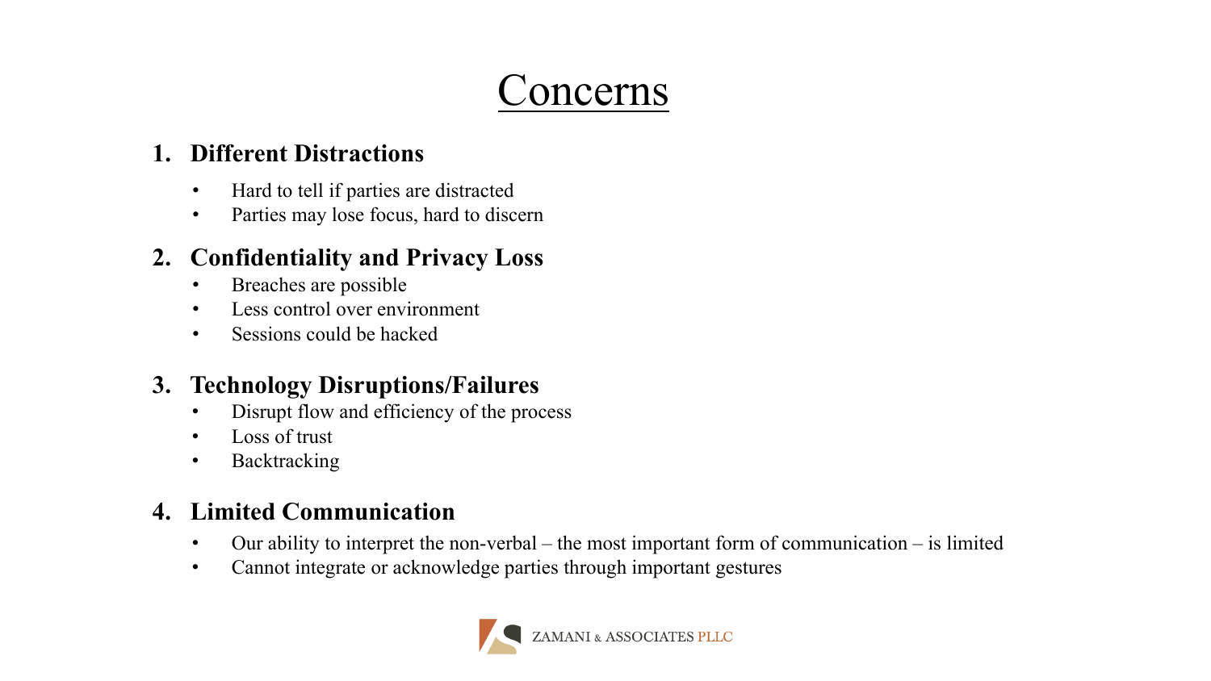# Concerns

1. **Different Distractions**
   - Hard to tell if parties are distracted
   - Parties may lose focus, hard to discern
2. **Confidentiality and Privacy Loss**
   - Breaches are possible
   - Less control over environment
   - Sessions could be hacked
3. **Technology Disruptions/Failures**
   - Disrupt flow and efficiency of the process
   - Loss of trust
   - Backtracking
4. **Limited Communication**
   - Our ability to interpret the non-verbal – the most important form of communication – is limited
   - Cannot integrate or acknowledge parties through important gestures

ZAMANI & ASSOCIATES PLLC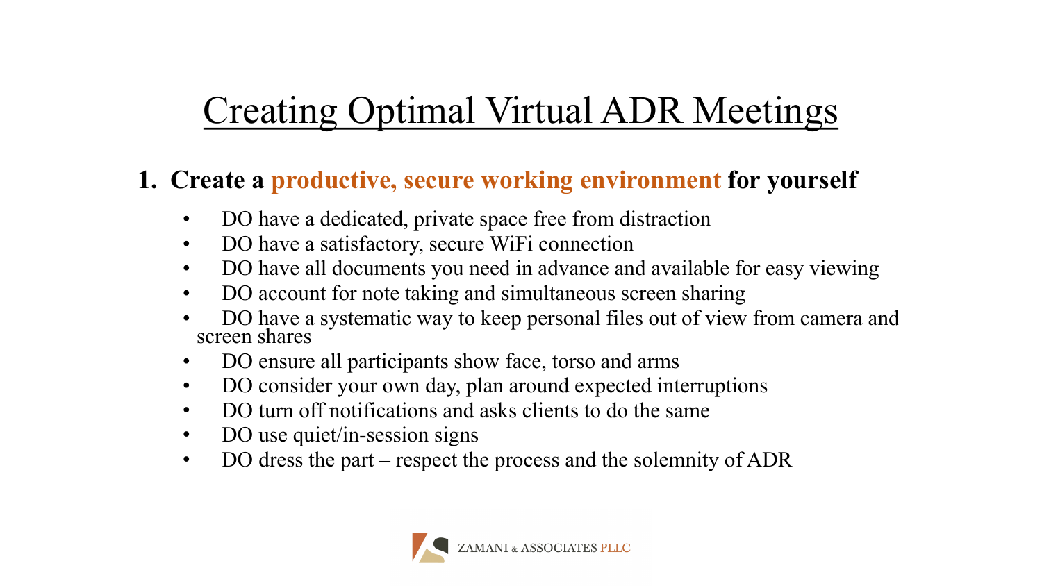# Creating Optimal Virtual ADR Meetings

1. **Create a productive, secure working environment for yourself**
   - DO have a dedicated, private space free from distraction
   - DO have a satisfactory, secure WiFi connection
   - DO have all documents you need in advance and available for easy viewing
   - DO account for note taking and simultaneous screen sharing
   - DO have a systematic way to keep personal files out of view from camera and screen shares
   - DO ensure all participants show face, torso and arms
   - DO consider your own day, plan around expected interruptions
   - DO turn off notifications and asks clients to do the same
   - DO use quiet/in-session signs
   - DO dress the part – respect the process and the solemnity of ADR

ZAMANI & ASSOCIATES PLLC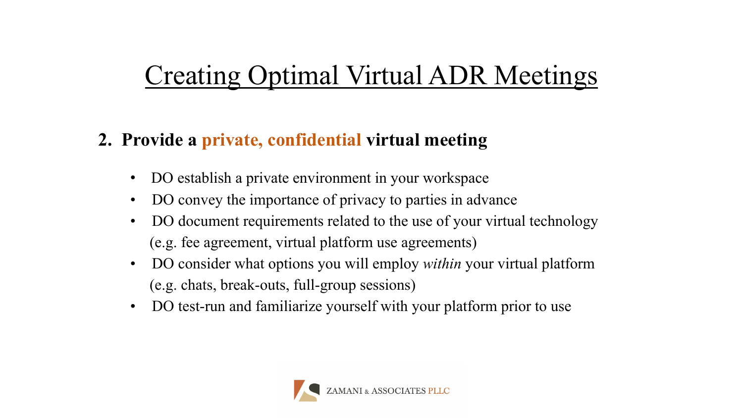# Creating Optimal Virtual ADR Meetings

**2. Provide a private, confidential virtual meeting**

- DO establish a private environment in your workspace
- DO convey the importance of privacy to parties in advance
- DO document requirements related to the use of your virtual technology (e.g. fee agreement, virtual platform use agreements)
- DO consider what options you will employ *within* your virtual platform (e.g. chats, break-outs, full-group sessions)
- DO test-run and familiarize yourself with your platform prior to use

ZAMANI & ASSOCIATES PLLC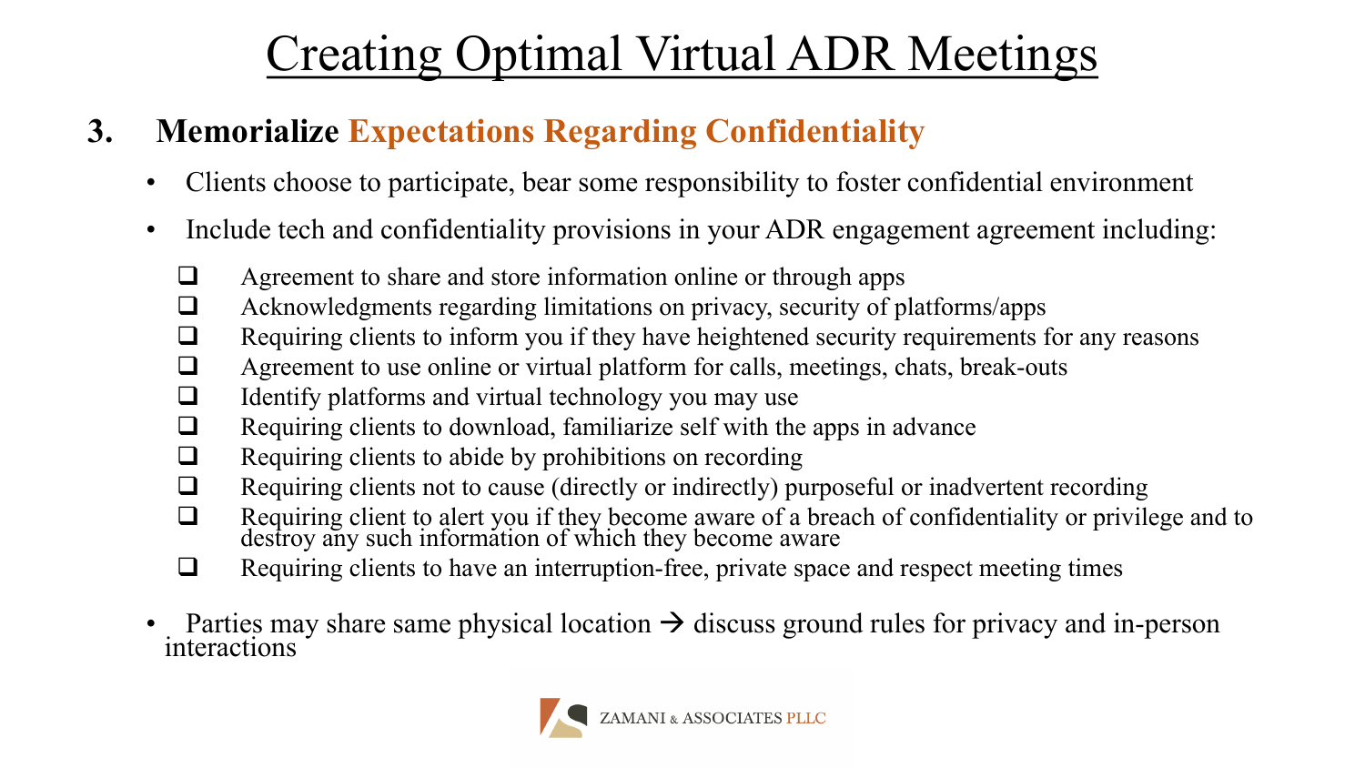# Creating Optimal Virtual ADR Meetings

## 3. Memorialize Expectations Regarding Confidentiality

- Clients choose to participate, bear some responsibility to foster confidential environment
- Include tech and confidentiality provisions in your ADR engagement agreement including:
  - ❑ Agreement to share and store information online or through apps
  - ❑ Acknowledgments regarding limitations on privacy, security of platforms/apps
  - ❑ Requiring clients to inform you if they have heightened security requirements for any reasons
  - ❑ Agreement to use online or virtual platform for calls, meetings, chats, break-outs
  - ❑ Identify platforms and virtual technology you may use
  - ❑ Requiring clients to download, familiarize self with the apps in advance
  - ❑ Requiring clients to abide by prohibitions on recording
  - ❑ Requiring clients not to cause (directly or indirectly) purposeful or inadvertent recording
  - ❑ Requiring client to alert you if they become aware of a breach of confidentiality or privilege and to destroy any such information of which they become aware
  - ❑ Requiring clients to have an interruption-free, private space and respect meeting times
- Parties may share same physical location → discuss ground rules for privacy and in-person interactions

ZAMANI & ASSOCIATES PLLC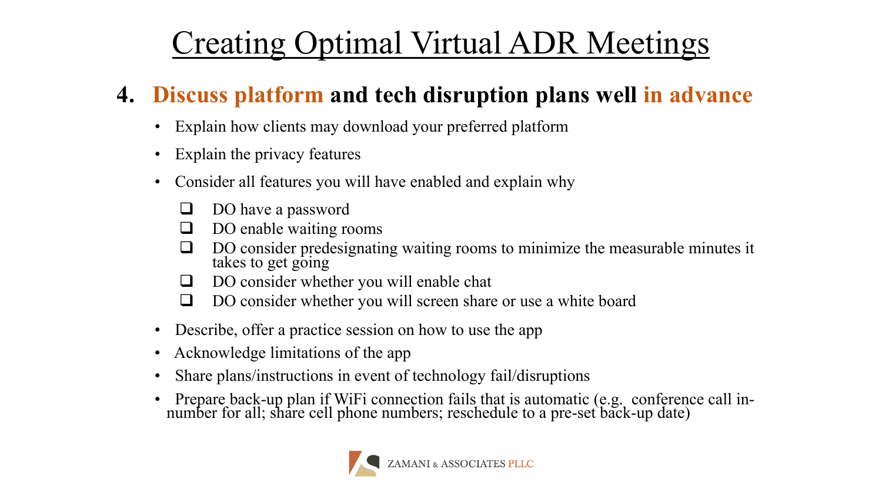# Creating Optimal Virtual ADR Meetings

## 4. Discuss platform and tech disruption plans well in advance

- Explain how clients may download your preferred platform
- Explain the privacy features
- Consider all features you will have enabled and explain why
  - ❑ DO have a password
  - ❑ DO enable waiting rooms
  - ❑ DO consider predesignating waiting rooms to minimize the measurable minutes it takes to get going
  - ❑ DO consider whether you will enable chat
  - ❑ DO consider whether you will screen share or use a white board
- Describe, offer a practice session on how to use the app
- Acknowledge limitations of the app
- Share plans/instructions in event of technology fail/disruptions
- Prepare back-up plan if WiFi connection fails that is automatic (e.g. conference call in-number for all; share cell phone numbers; reschedule to a pre-set back-up date)

ZAMANI & ASSOCIATES PLLC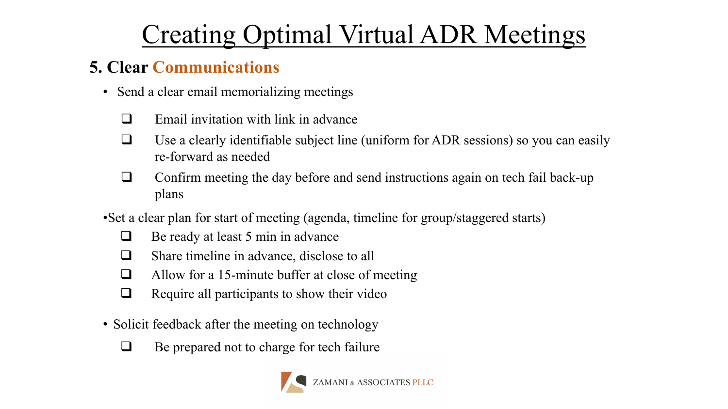# Creating Optimal Virtual ADR Meetings

## 5. Clear Communications

- Send a clear email memorializing meetings
  - ❑ Email invitation with link in advance
  - ❑ Use a clearly identifiable subject line (uniform for ADR sessions) so you can easily re-forward as needed
  - ❑ Confirm meeting the day before and send instructions again on tech fail back-up plans
- Set a clear plan for start of meeting (agenda, timeline for group/staggered starts)
  - ❑ Be ready at least 5 min in advance
  - ❑ Share timeline in advance, disclose to all
  - ❑ Allow for a 15-minute buffer at close of meeting
  - ❑ Require all participants to show their video
- Solicit feedback after the meeting on technology
  - ❑ Be prepared not to charge for tech failure

ZAMANI & ASSOCIATES PLLC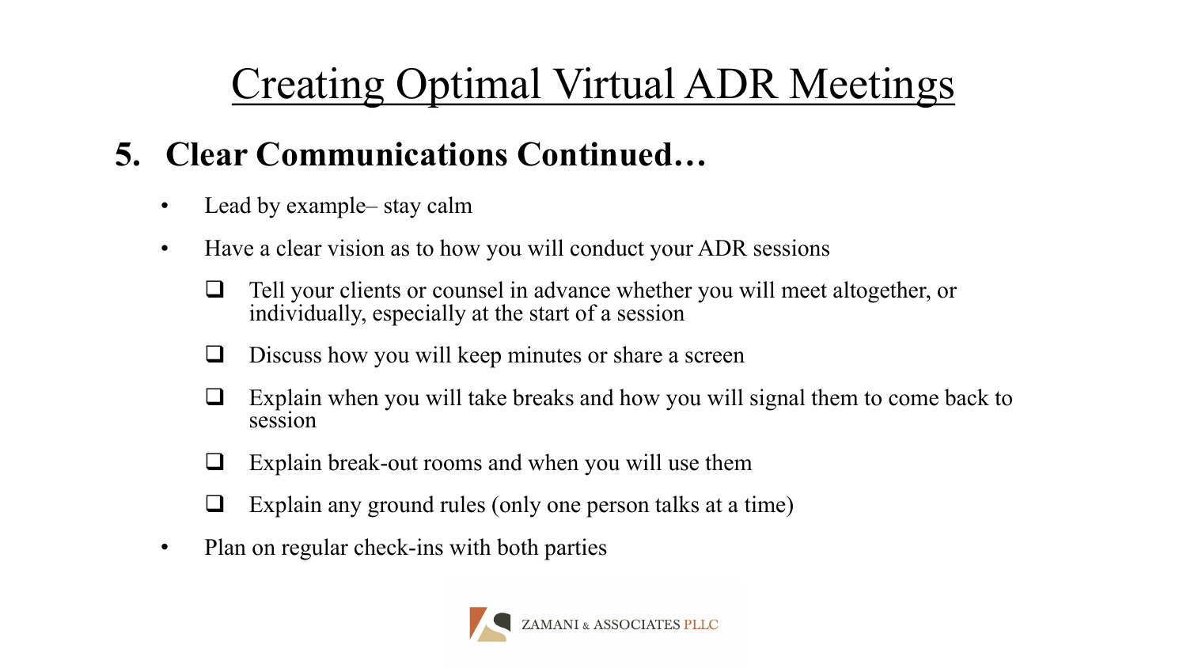# Creating Optimal Virtual ADR Meetings

## 5. Clear Communications Continued…

- Lead by example– stay calm
- Have a clear vision as to how you will conduct your ADR sessions
  - ❑ Tell your clients or counsel in advance whether you will meet altogether, or individually, especially at the start of a session
  - ❑ Discuss how you will keep minutes or share a screen
  - ❑ Explain when you will take breaks and how you will signal them to come back to session
  - ❑ Explain break-out rooms and when you will use them
  - ❑ Explain any ground rules (only one person talks at a time)
- Plan on regular check-ins with both parties

ZAMANI & ASSOCIATES PLLC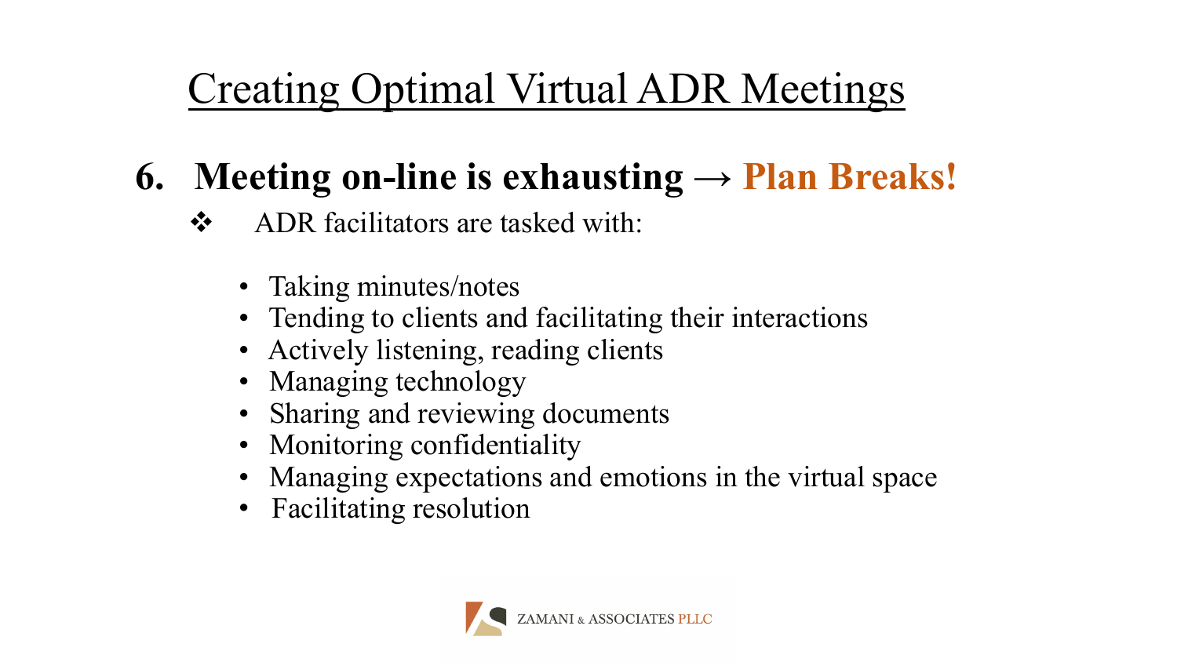# Creating Optimal Virtual ADR Meetings

## 6. Meeting on-line is exhausting → Plan Breaks!

- ❖ ADR facilitators are tasked with:
  - Taking minutes/notes
  - Tending to clients and facilitating their interactions
  - Actively listening, reading clients
  - Managing technology
  - Sharing and reviewing documents
  - Monitoring confidentiality
  - Managing expectations and emotions in the virtual space
  - Facilitating resolution

ZAMANI & ASSOCIATES PLLC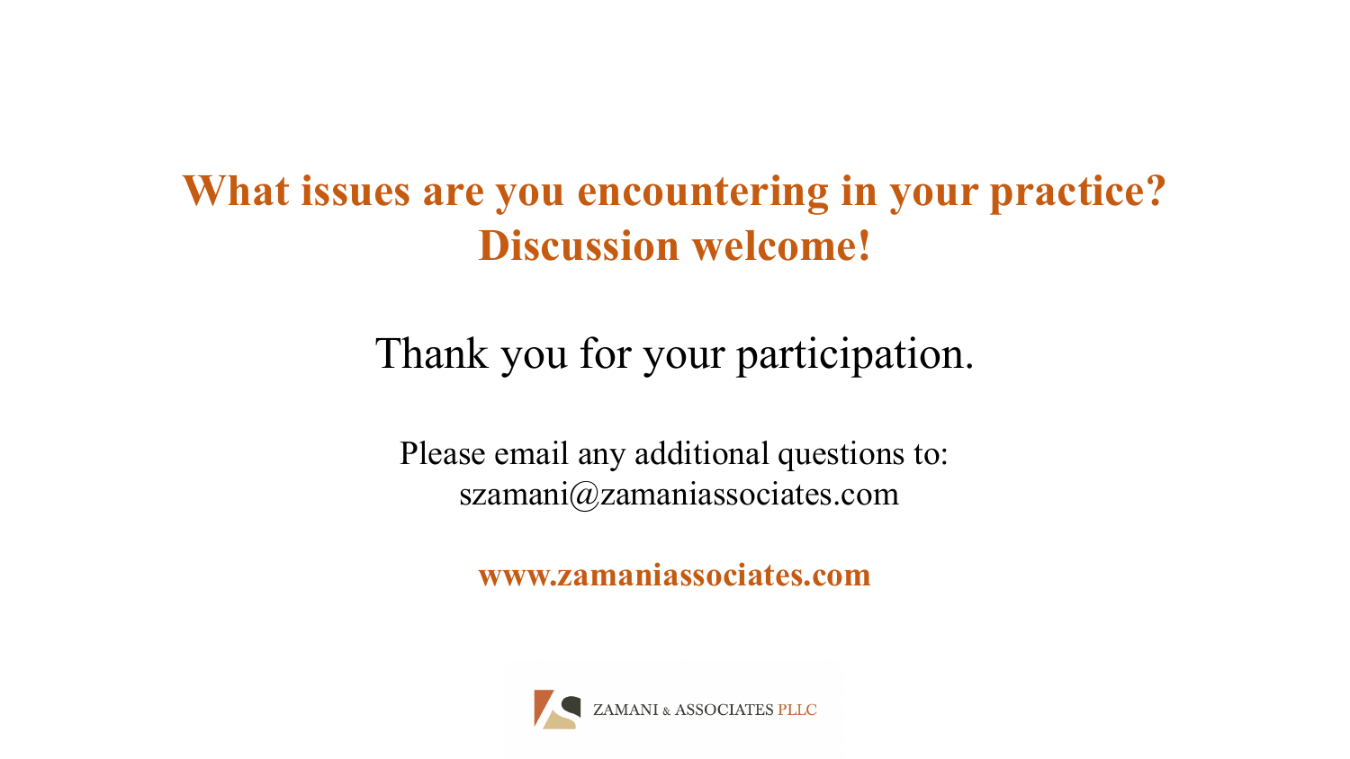**What issues are you encountering in your practice?**
**Discussion welcome!**

Thank you for your participation.

Please email any additional questions to:
szamani@zamaniassociates.com

**www.zamaniassociates.com**

ZAMANI & ASSOCIATES PLLC